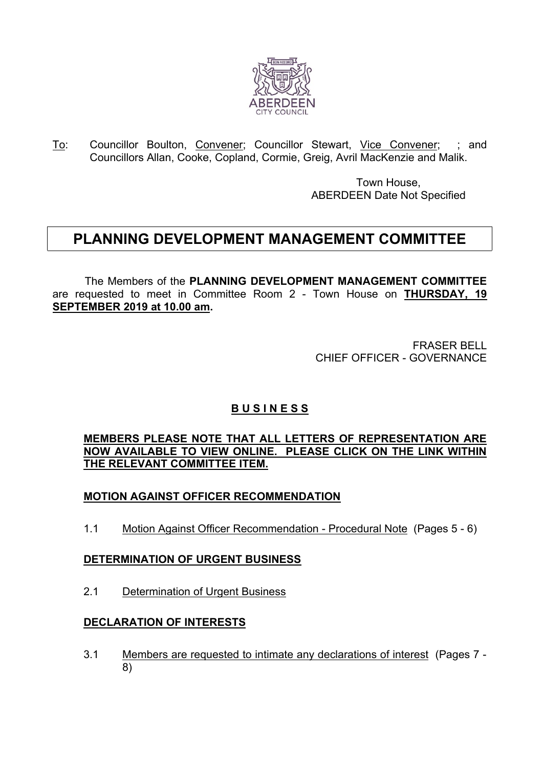To: Councillor Boulton, Convener; Councillor Stewart, Vice Convener; ; and Councillors Allan, Cooke, Copland, Cormie, Greig, Avril MacKenzie and Malik.

Town House,
ABERDEEN Date Not Specified

# PLANNING DEVELOPMENT MANAGEMENT COMMITTEE

The Members of the **PLANNING DEVELOPMENT MANAGEMENT COMMITTEE** are requested to meet in Committee Room 2 - Town House on **THURSDAY, 19 SEPTEMBER 2019 at 10.00 am.**

FRASER BELL
CHIEF OFFICER - GOVERNANCE

## B U S I N E S S

**MEMBERS PLEASE NOTE THAT ALL LETTERS OF REPRESENTATION ARE NOW AVAILABLE TO VIEW ONLINE. PLEASE CLICK ON THE LINK WITHIN THE RELEVANT COMMITTEE ITEM.**

**MOTION AGAINST OFFICER RECOMMENDATION**

1.1 Motion Against Officer Recommendation - Procedural Note (Pages 5 - 6)

**DETERMINATION OF URGENT BUSINESS**

2.1 Determination of Urgent Business

**DECLARATION OF INTERESTS**

3.1 Members are requested to intimate any declarations of interest (Pages 7 - 8)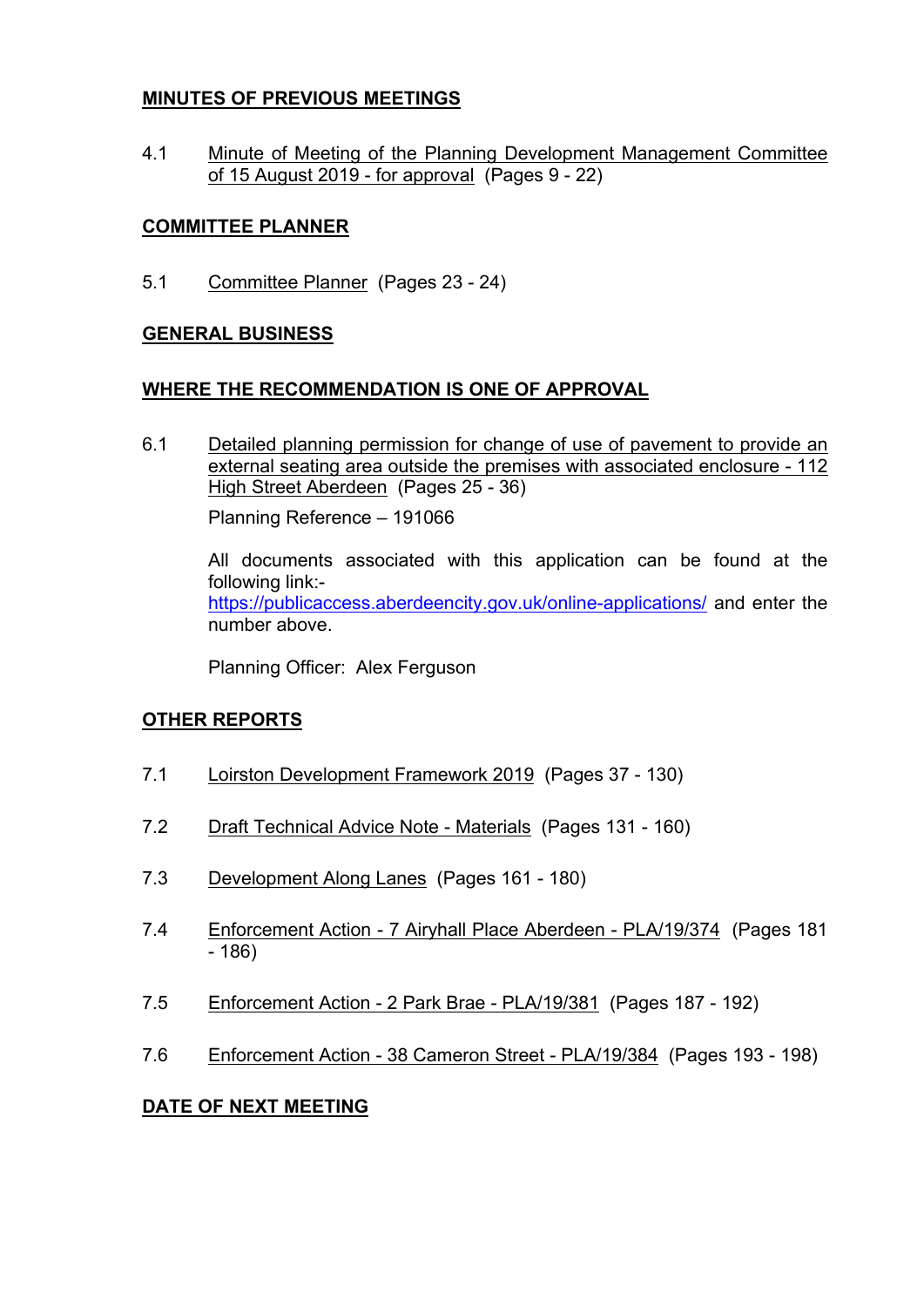## MINUTES OF PREVIOUS MEETINGS

4.1 Minute of Meeting of the Planning Development Management Committee of 15 August 2019 - for approval (Pages 9 - 22)

## COMMITTEE PLANNER

5.1 Committee Planner (Pages 23 - 24)

## GENERAL BUSINESS

## WHERE THE RECOMMENDATION IS ONE OF APPROVAL

6.1 Detailed planning permission for change of use of pavement to provide an external seating area outside the premises with associated enclosure - 112 High Street Aberdeen (Pages 25 - 36)

Planning Reference – 191066

All documents associated with this application can be found at the following link:- https://publicaccess.aberdeencity.gov.uk/online-applications/ and enter the number above.

Planning Officer: Alex Ferguson

## OTHER REPORTS

7.1 Loirston Development Framework 2019 (Pages 37 - 130)

7.2 Draft Technical Advice Note - Materials (Pages 131 - 160)

7.3 Development Along Lanes (Pages 161 - 180)

7.4 Enforcement Action - 7 Airyhall Place Aberdeen - PLA/19/374 (Pages 181 - 186)

7.5 Enforcement Action - 2 Park Brae - PLA/19/381 (Pages 187 - 192)

7.6 Enforcement Action - 38 Cameron Street - PLA/19/384 (Pages 193 - 198)

## DATE OF NEXT MEETING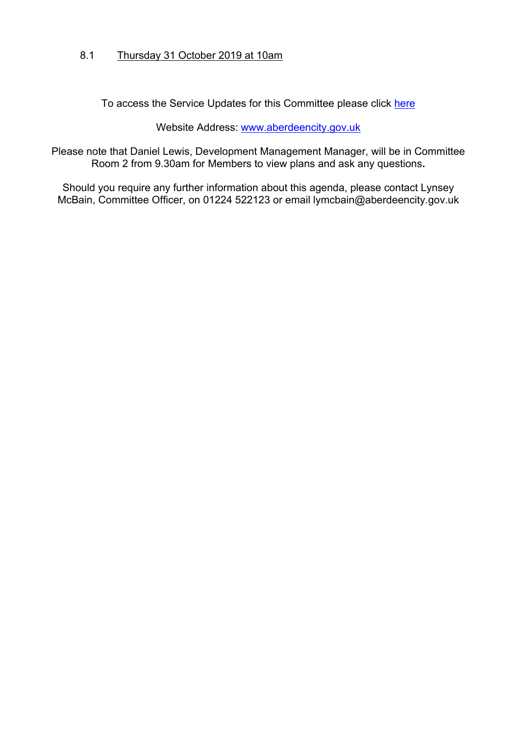8.1 Thursday 31 October 2019 at 10am

To access the Service Updates for this Committee please click here

Website Address: www.aberdeencity.gov.uk

Please note that Daniel Lewis, Development Management Manager, will be in Committee Room 2 from 9.30am for Members to view plans and ask any questions.

Should you require any further information about this agenda, please contact Lynsey McBain, Committee Officer, on 01224 522123 or email lymcbain@aberdeencity.gov.uk